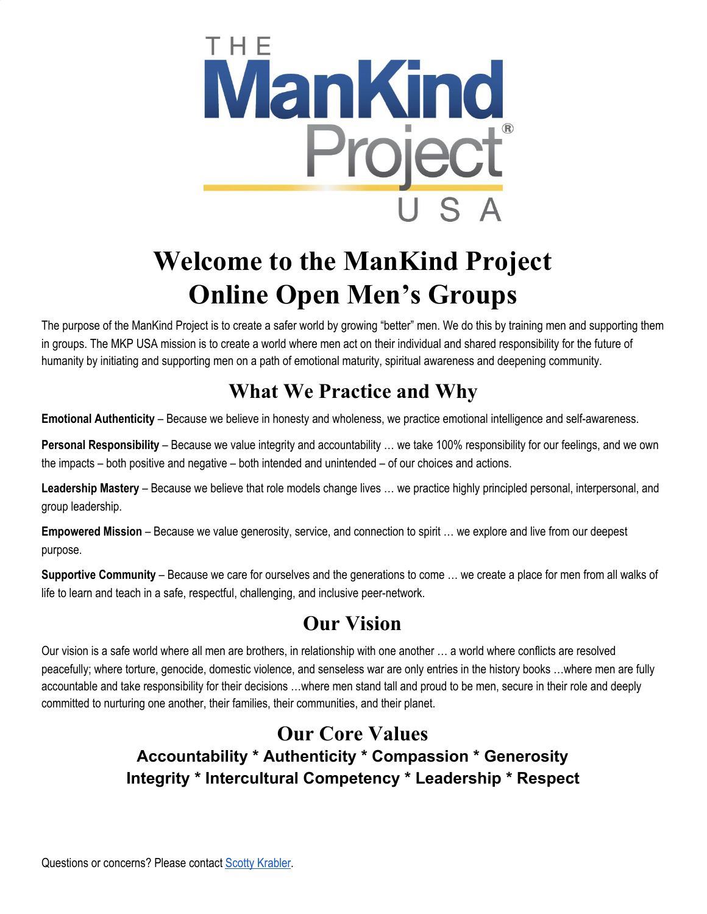THE ManKind Project® USA

# Welcome to the ManKind Project Online Open Men's Groups

The purpose of the ManKind Project is to create a safer world by growing "better" men. We do this by training men and supporting them in groups. The MKP USA mission is to create a world where men act on their individual and shared responsibility for the future of humanity by initiating and supporting men on a path of emotional maturity, spiritual awareness and deepening community.

## What We Practice and Why

**Emotional Authenticity** – Because we believe in honesty and wholeness, we practice emotional intelligence and self-awareness.

**Personal Responsibility** – Because we value integrity and accountability … we take 100% responsibility for our feelings, and we own the impacts – both positive and negative – both intended and unintended – of our choices and actions.

**Leadership Mastery** – Because we believe that role models change lives … we practice highly principled personal, interpersonal, and group leadership.

**Empowered Mission** – Because we value generosity, service, and connection to spirit … we explore and live from our deepest purpose.

**Supportive Community** – Because we care for ourselves and the generations to come … we create a place for men from all walks of life to learn and teach in a safe, respectful, challenging, and inclusive peer-network.

## Our Vision

Our vision is a safe world where all men are brothers, in relationship with one another … a world where conflicts are resolved peacefully; where torture, genocide, domestic violence, and senseless war are only entries in the history books …where men are fully accountable and take responsibility for their decisions …where men stand tall and proud to be men, secure in their role and deeply committed to nurturing one another, their families, their communities, and their planet.

## Our Core Values

**Accountability * Authenticity * Compassion * Generosity**
**Integrity * Intercultural Competency * Leadership * Respect**

Questions or concerns? Please contact Scotty Krabler.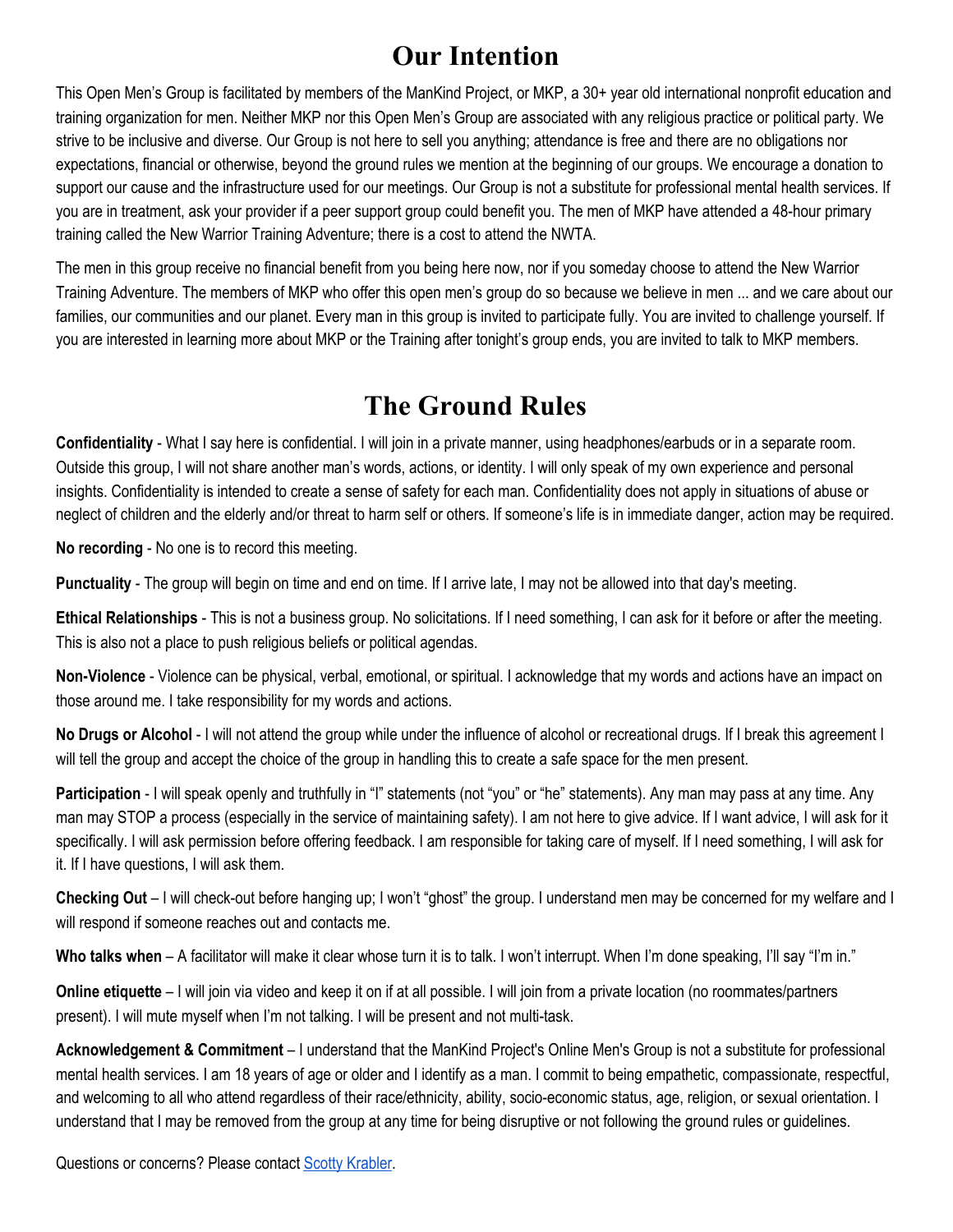# Our Intention

This Open Men's Group is facilitated by members of the ManKind Project, or MKP, a 30+ year old international nonprofit education and training organization for men. Neither MKP nor this Open Men's Group are associated with any religious practice or political party. We strive to be inclusive and diverse. Our Group is not here to sell you anything; attendance is free and there are no obligations nor expectations, financial or otherwise, beyond the ground rules we mention at the beginning of our groups. We encourage a donation to support our cause and the infrastructure used for our meetings. Our Group is not a substitute for professional mental health services. If you are in treatment, ask your provider if a peer support group could benefit you. The men of MKP have attended a 48-hour primary training called the New Warrior Training Adventure; there is a cost to attend the NWTA.

The men in this group receive no financial benefit from you being here now, nor if you someday choose to attend the New Warrior Training Adventure. The members of MKP who offer this open men's group do so because we believe in men ... and we care about our families, our communities and our planet. Every man in this group is invited to participate fully. You are invited to challenge yourself. If you are interested in learning more about MKP or the Training after tonight's group ends, you are invited to talk to MKP members.

# The Ground Rules

**Confidentiality** - What I say here is confidential. I will join in a private manner, using headphones/earbuds or in a separate room. Outside this group, I will not share another man's words, actions, or identity. I will only speak of my own experience and personal insights. Confidentiality is intended to create a sense of safety for each man. Confidentiality does not apply in situations of abuse or neglect of children and the elderly and/or threat to harm self or others. If someone's life is in immediate danger, action may be required.

**No recording** - No one is to record this meeting.

**Punctuality** - The group will begin on time and end on time. If I arrive late, I may not be allowed into that day's meeting.

**Ethical Relationships** - This is not a business group. No solicitations. If I need something, I can ask for it before or after the meeting. This is also not a place to push religious beliefs or political agendas.

**Non-Violence** - Violence can be physical, verbal, emotional, or spiritual. I acknowledge that my words and actions have an impact on those around me. I take responsibility for my words and actions.

**No Drugs or Alcohol** - I will not attend the group while under the influence of alcohol or recreational drugs. If I break this agreement I will tell the group and accept the choice of the group in handling this to create a safe space for the men present.

**Participation** - I will speak openly and truthfully in "I" statements (not "you" or "he" statements). Any man may pass at any time. Any man may STOP a process (especially in the service of maintaining safety). I am not here to give advice. If I want advice, I will ask for it specifically. I will ask permission before offering feedback. I am responsible for taking care of myself. If I need something, I will ask for it. If I have questions, I will ask them.

**Checking Out** – I will check-out before hanging up; I won't "ghost" the group. I understand men may be concerned for my welfare and I will respond if someone reaches out and contacts me.

**Who talks when** – A facilitator will make it clear whose turn it is to talk. I won't interrupt. When I'm done speaking, I'll say "I'm in."

**Online etiquette** – I will join via video and keep it on if at all possible. I will join from a private location (no roommates/partners present). I will mute myself when I'm not talking. I will be present and not multi-task.

**Acknowledgement & Commitment** – I understand that the ManKind Project's Online Men's Group is not a substitute for professional mental health services. I am 18 years of age or older and I identify as a man. I commit to being empathetic, compassionate, respectful, and welcoming to all who attend regardless of their race/ethnicity, ability, socio-economic status, age, religion, or sexual orientation. I understand that I may be removed from the group at any time for being disruptive or not following the ground rules or guidelines.

Questions or concerns? Please contact Scotty Krabler.